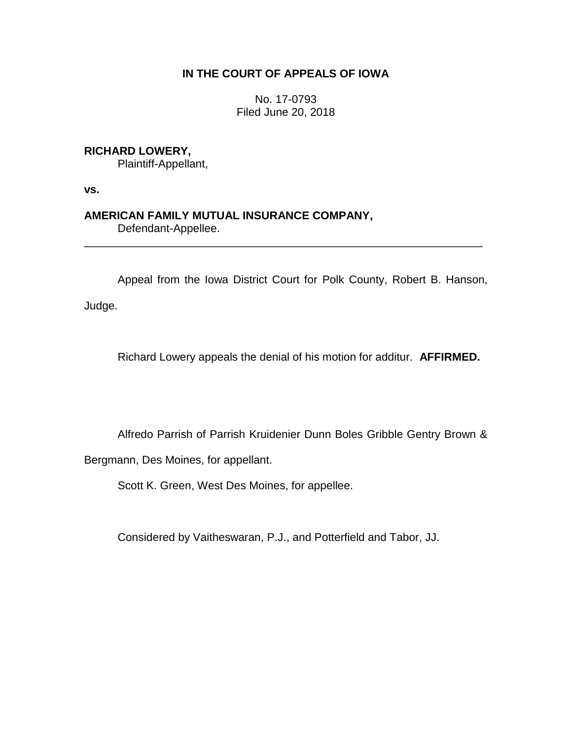**IN THE COURT OF APPEALS OF IOWA**

No. 17-0793
Filed June 20, 2018

**RICHARD LOWERY,**
Plaintiff-Appellant,

**vs.**

**AMERICAN FAMILY MUTUAL INSURANCE COMPANY,**
Defendant-Appellee.

---

Appeal from the Iowa District Court for Polk County, Robert B. Hanson, Judge.

Richard Lowery appeals the denial of his motion for additur. **AFFIRMED.**

Alfredo Parrish of Parrish Kruidenier Dunn Boles Gribble Gentry Brown & Bergmann, Des Moines, for appellant.

Scott K. Green, West Des Moines, for appellee.

Considered by Vaitheswaran, P.J., and Potterfield and Tabor, JJ.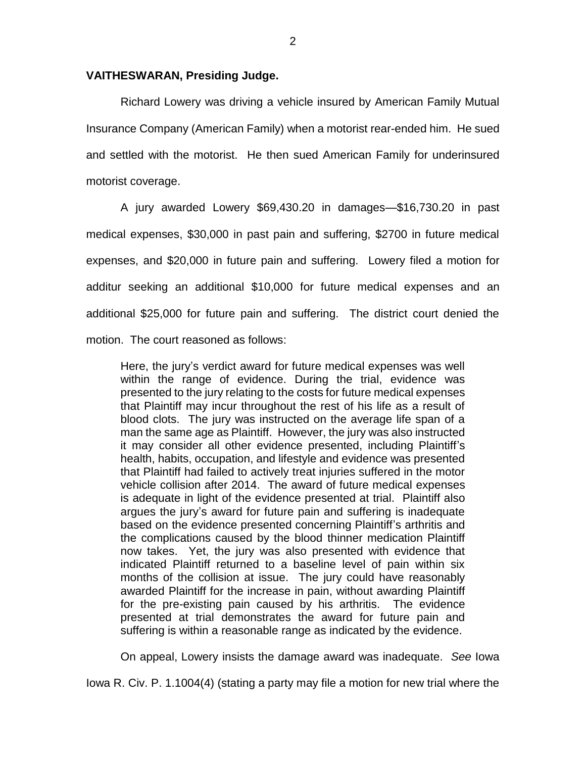**VAITHESWARAN, Presiding Judge.**

Richard Lowery was driving a vehicle insured by American Family Mutual Insurance Company (American Family) when a motorist rear-ended him. He sued and settled with the motorist. He then sued American Family for underinsured motorist coverage.

A jury awarded Lowery $69,430.20 in damages—$16,730.20 in past medical expenses, $30,000 in past pain and suffering, $2700 in future medical expenses, and $20,000 in future pain and suffering. Lowery filed a motion for additur seeking an additional $10,000 for future medical expenses and an additional $25,000 for future pain and suffering. The district court denied the motion. The court reasoned as follows:

> Here, the jury's verdict award for future medical expenses was well within the range of evidence. During the trial, evidence was presented to the jury relating to the costs for future medical expenses that Plaintiff may incur throughout the rest of his life as a result of blood clots. The jury was instructed on the average life span of a man the same age as Plaintiff. However, the jury was also instructed it may consider all other evidence presented, including Plaintiff's health, habits, occupation, and lifestyle and evidence was presented that Plaintiff had failed to actively treat injuries suffered in the motor vehicle collision after 2014. The award of future medical expenses is adequate in light of the evidence presented at trial. Plaintiff also argues the jury's award for future pain and suffering is inadequate based on the evidence presented concerning Plaintiff's arthritis and the complications caused by the blood thinner medication Plaintiff now takes. Yet, the jury was also presented with evidence that indicated Plaintiff returned to a baseline level of pain within six months of the collision at issue. The jury could have reasonably awarded Plaintiff for the increase in pain, without awarding Plaintiff for the pre-existing pain caused by his arthritis. The evidence presented at trial demonstrates the award for future pain and suffering is within a reasonable range as indicated by the evidence.

On appeal, Lowery insists the damage award was inadequate. *See* Iowa Iowa R. Civ. P. 1.1004(4) (stating a party may file a motion for new trial where the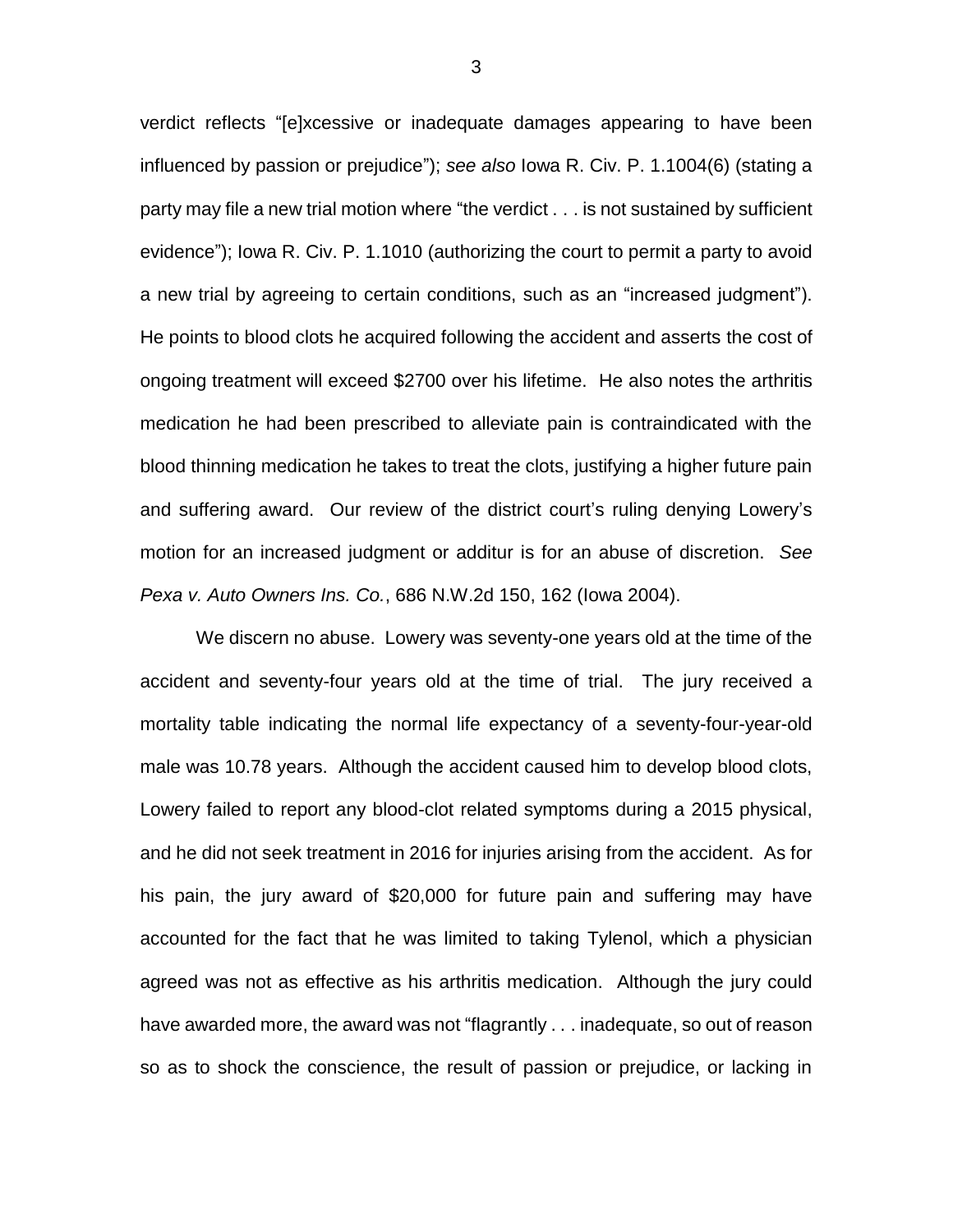verdict reflects "[e]xcessive or inadequate damages appearing to have been influenced by passion or prejudice"); *see also* Iowa R. Civ. P. 1.1004(6) (stating a party may file a new trial motion where "the verdict . . . is not sustained by sufficient evidence"); Iowa R. Civ. P. 1.1010 (authorizing the court to permit a party to avoid a new trial by agreeing to certain conditions, such as an "increased judgment"). He points to blood clots he acquired following the accident and asserts the cost of ongoing treatment will exceed $2700 over his lifetime. He also notes the arthritis medication he had been prescribed to alleviate pain is contraindicated with the blood thinning medication he takes to treat the clots, justifying a higher future pain and suffering award. Our review of the district court's ruling denying Lowery's motion for an increased judgment or additur is for an abuse of discretion. *See Pexa v. Auto Owners Ins. Co.*, 686 N.W.2d 150, 162 (Iowa 2004).

We discern no abuse. Lowery was seventy-one years old at the time of the accident and seventy-four years old at the time of trial. The jury received a mortality table indicating the normal life expectancy of a seventy-four-year-old male was 10.78 years. Although the accident caused him to develop blood clots, Lowery failed to report any blood-clot related symptoms during a 2015 physical, and he did not seek treatment in 2016 for injuries arising from the accident. As for his pain, the jury award of $20,000 for future pain and suffering may have accounted for the fact that he was limited to taking Tylenol, which a physician agreed was not as effective as his arthritis medication. Although the jury could have awarded more, the award was not "flagrantly . . . inadequate, so out of reason so as to shock the conscience, the result of passion or prejudice, or lacking in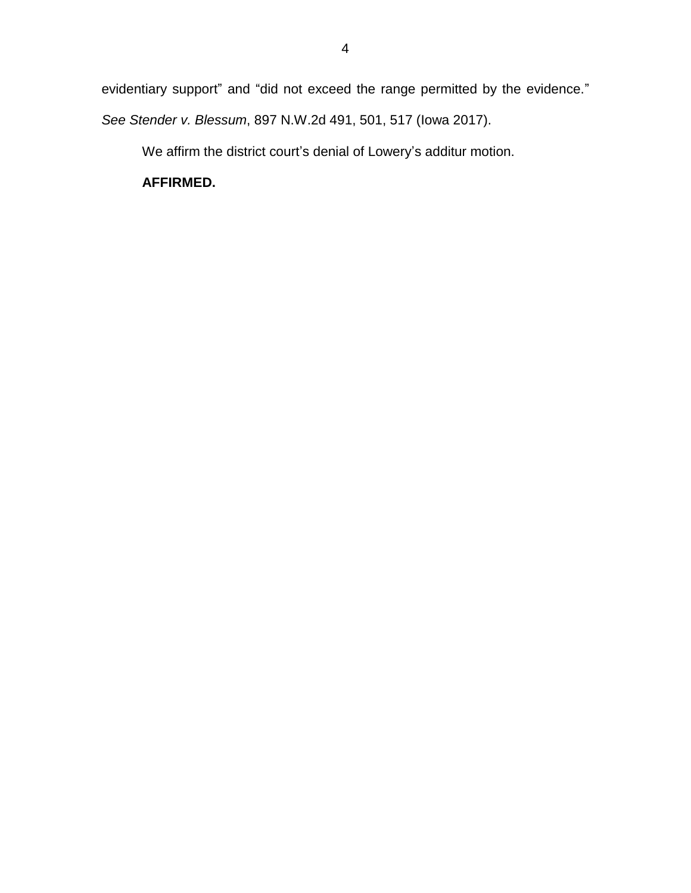evidentiary support" and "did not exceed the range permitted by the evidence." *See Stender v. Blessum*, 897 N.W.2d 491, 501, 517 (Iowa 2017).

We affirm the district court's denial of Lowery's additur motion.

**AFFIRMED.**